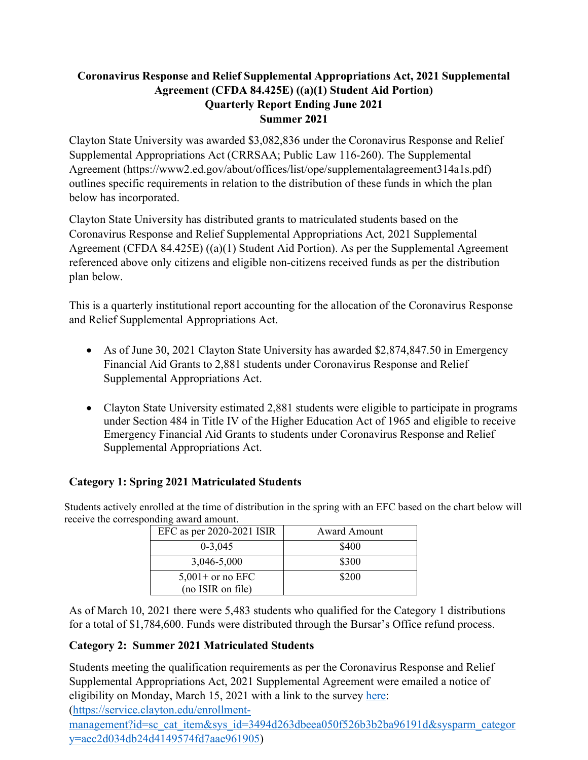# Coronavirus Response and Relief Supplemental Appropriations Act, 2021 Supplemental Agreement (CFDA 84.425E) ((a)(1) Student Aid Portion) Quarterly Report Ending June 2021 Summer 2021

Clayton State University was awarded $3,082,836 under the Coronavirus Response and Relief Supplemental Appropriations Act (CRRSAA; Public Law 116-260). The Supplemental Agreement (https://www2.ed.gov/about/offices/list/ope/supplementalagreement314a1s.pdf) outlines specific requirements in relation to the distribution of these funds in which the plan below has incorporated.

Clayton State University has distributed grants to matriculated students based on the Coronavirus Response and Relief Supplemental Appropriations Act, 2021 Supplemental Agreement (CFDA 84.425E) ((a)(1) Student Aid Portion). As per the Supplemental Agreement referenced above only citizens and eligible non-citizens received funds as per the distribution plan below.

This is a quarterly institutional report accounting for the allocation of the Coronavirus Response and Relief Supplemental Appropriations Act.

- As of June 30, 2021 Clayton State University has awarded $2,874,847.50 in Emergency Financial Aid Grants to 2,881 students under Coronavirus Response and Relief Supplemental Appropriations Act.
- Clayton State University estimated 2,881 students were eligible to participate in programs under Section 484 in Title IV of the Higher Education Act of 1965 and eligible to receive Emergency Financial Aid Grants to students under Coronavirus Response and Relief Supplemental Appropriations Act.

## Category 1: Spring 2021 Matriculated Students

Students actively enrolled at the time of distribution in the spring with an EFC based on the chart below will receive the corresponding award amount.

| EFC as per 2020-2021 ISIR | Award Amount |
|---|---|
| 0-3,045 | $400 |
| 3,046-5,000 | $300 |
| 5,001+ or no EFC (no ISIR on file) | $200 |

As of March 10, 2021 there were 5,483 students who qualified for the Category 1 distributions for a total of $1,784,600. Funds were distributed through the Bursar's Office refund process.

## Category 2: Summer 2021 Matriculated Students

Students meeting the qualification requirements as per the Coronavirus Response and Relief Supplemental Appropriations Act, 2021 Supplemental Agreement were emailed a notice of eligibility on Monday, March 15, 2021 with a link to the survey [here](https://service.clayton.edu/enrollment-management?id=sc_cat_item&sys_id=3494d263dbeea050f526b3b2ba96191d&sysparm_category=aec2d034db24d4149574fd7aae961905): (https://service.clayton.edu/enrollment-management?id=sc_cat_item&sys_id=3494d263dbeea050f526b3b2ba96191d&sysparm_category=aec2d034db24d4149574fd7aae961905)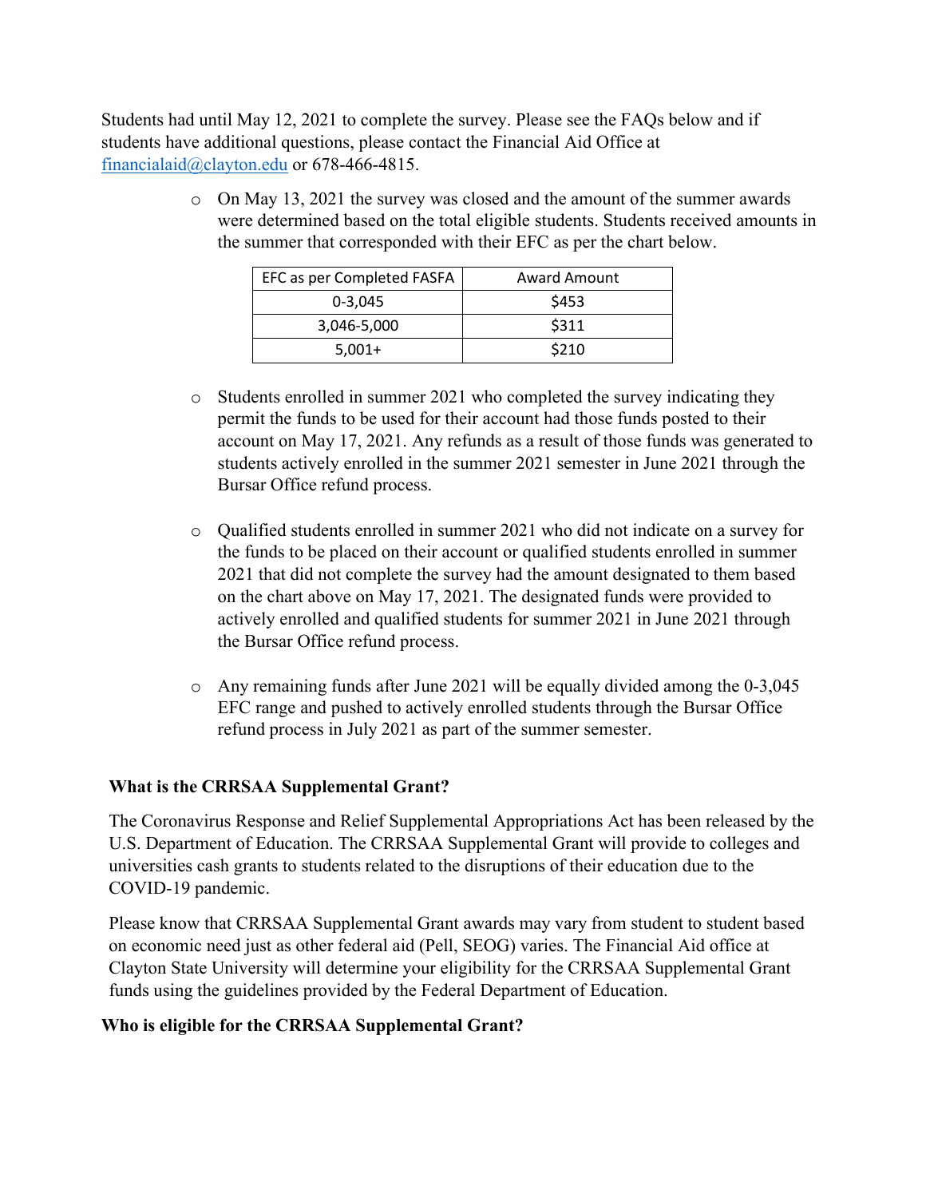Students had until May 12, 2021 to complete the survey. Please see the FAQs below and if students have additional questions, please contact the Financial Aid Office at [financialaid@clayton.edu](mailto:financialaid@clayton.edu) or 678-466-4815.

- On May 13, 2021 the survey was closed and the amount of the summer awards were determined based on the total eligible students. Students received amounts in the summer that corresponded with their EFC as per the chart below.

| EFC as per Completed FASFA | Award Amount |
| --- | --- |
| 0-3,045 | $453 |
| 3,046-5,000 | $311 |
| 5,001+ | $210 |

- Students enrolled in summer 2021 who completed the survey indicating they permit the funds to be used for their account had those funds posted to their account on May 17, 2021. Any refunds as a result of those funds was generated to students actively enrolled in the summer 2021 semester in June 2021 through the Bursar Office refund process.

- Qualified students enrolled in summer 2021 who did not indicate on a survey for the funds to be placed on their account or qualified students enrolled in summer 2021 that did not complete the survey had the amount designated to them based on the chart above on May 17, 2021. The designated funds were provided to actively enrolled and qualified students for summer 2021 in June 2021 through the Bursar Office refund process.

- Any remaining funds after June 2021 will be equally divided among the 0-3,045 EFC range and pushed to actively enrolled students through the Bursar Office refund process in July 2021 as part of the summer semester.

**What is the CRRSAA Supplemental Grant?**

The Coronavirus Response and Relief Supplemental Appropriations Act has been released by the U.S. Department of Education. The CRRSAA Supplemental Grant will provide to colleges and universities cash grants to students related to the disruptions of their education due to the COVID-19 pandemic.

Please know that CRRSAA Supplemental Grant awards may vary from student to student based on economic need just as other federal aid (Pell, SEOG) varies. The Financial Aid office at Clayton State University will determine your eligibility for the CRRSAA Supplemental Grant funds using the guidelines provided by the Federal Department of Education.

**Who is eligible for the CRRSAA Supplemental Grant?**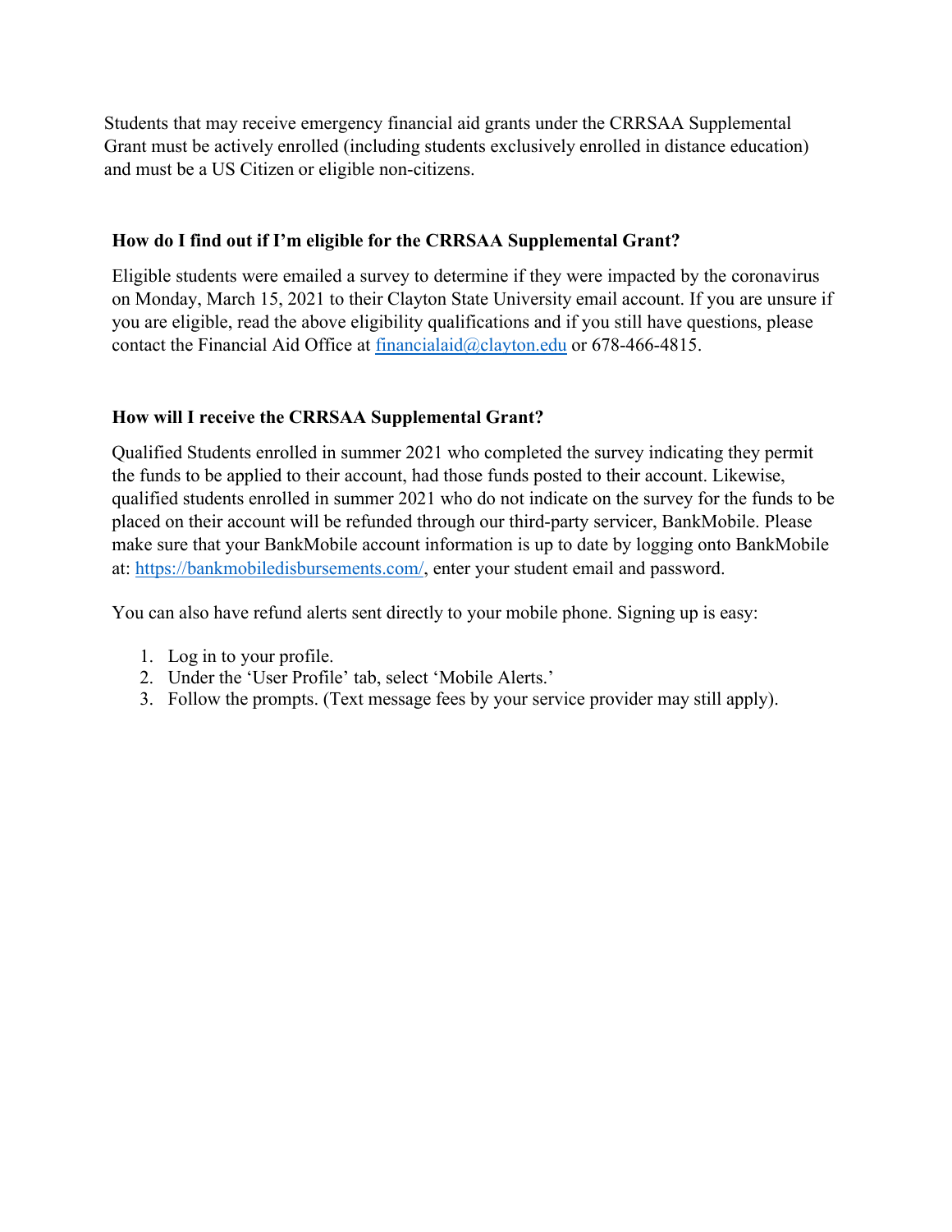Students that may receive emergency financial aid grants under the CRRSAA Supplemental Grant must be actively enrolled (including students exclusively enrolled in distance education) and must be a US Citizen or eligible non-citizens.

### How do I find out if I'm eligible for the CRRSAA Supplemental Grant?

Eligible students were emailed a survey to determine if they were impacted by the coronavirus on Monday, March 15, 2021 to their Clayton State University email account. If you are unsure if you are eligible, read the above eligibility qualifications and if you still have questions, please contact the Financial Aid Office at financialaid@clayton.edu or 678-466-4815.

### How will I receive the CRRSAA Supplemental Grant?

Qualified Students enrolled in summer 2021 who completed the survey indicating they permit the funds to be applied to their account, had those funds posted to their account. Likewise, qualified students enrolled in summer 2021 who do not indicate on the survey for the funds to be placed on their account will be refunded through our third-party servicer, BankMobile. Please make sure that your BankMobile account information is up to date by logging onto BankMobile at: https://bankmobiledisbursements.com/, enter your student email and password.

You can also have refund alerts sent directly to your mobile phone. Signing up is easy:

1. Log in to your profile.
2. Under the 'User Profile' tab, select 'Mobile Alerts.'
3. Follow the prompts. (Text message fees by your service provider may still apply).